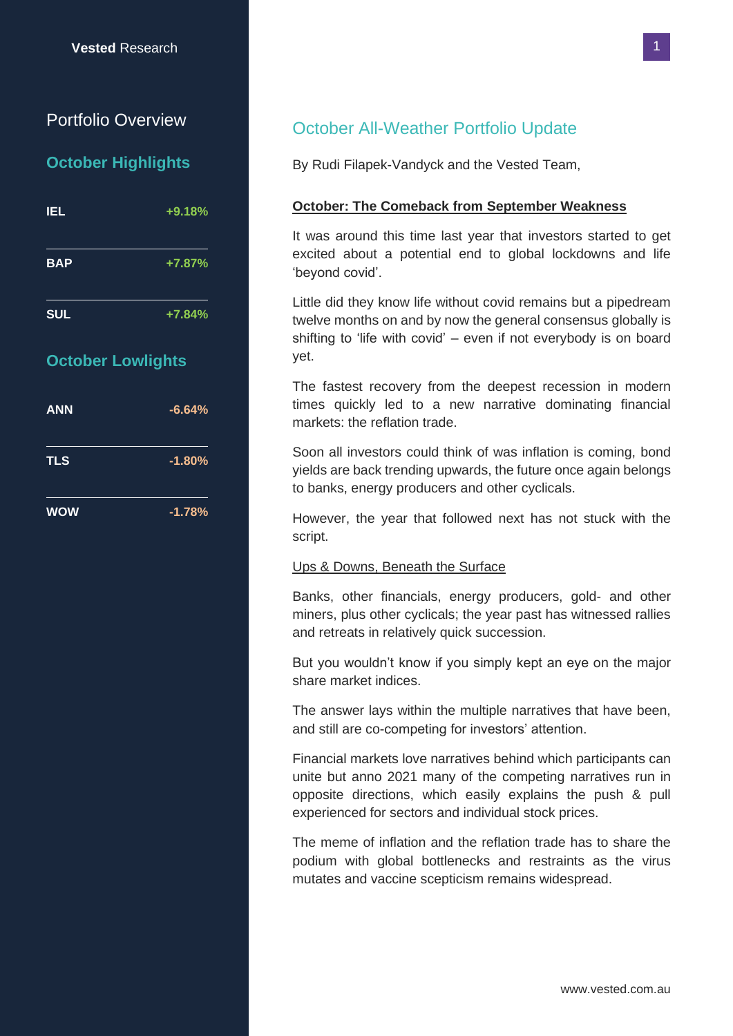Vested Research

## Portfolio Overview

### October Highlights

| | |
|---|---|
| IEL | +9.18% |
| BAP | +7.87% |
| SUL | +7.84% |

### October Lowlights

| | |
|---|---|
| ANN | -6.64% |
| TLS | -1.80% |
| WOW | -1.78% |

# October All-Weather Portfolio Update

By Rudi Filapek-Vandyck and the Vested Team,

**October: The Comeback from September Weakness**

It was around this time last year that investors started to get excited about a potential end to global lockdowns and life 'beyond covid'.

Little did they know life without covid remains but a pipedream twelve months on and by now the general consensus globally is shifting to 'life with covid' – even if not everybody is on board yet.

The fastest recovery from the deepest recession in modern times quickly led to a new narrative dominating financial markets: the reflation trade.

Soon all investors could think of was inflation is coming, bond yields are back trending upwards, the future once again belongs to banks, energy producers and other cyclicals.

However, the year that followed next has not stuck with the script.

Ups & Downs, Beneath the Surface

Banks, other financials, energy producers, gold- and other miners, plus other cyclicals; the year past has witnessed rallies and retreats in relatively quick succession.

But you wouldn't know if you simply kept an eye on the major share market indices.

The answer lays within the multiple narratives that have been, and still are co-competing for investors' attention.

Financial markets love narratives behind which participants can unite but anno 2021 many of the competing narratives run in opposite directions, which easily explains the push & pull experienced for sectors and individual stock prices.

The meme of inflation and the reflation trade has to share the podium with global bottlenecks and restraints as the virus mutates and vaccine scepticism remains widespread.

www.vested.com.au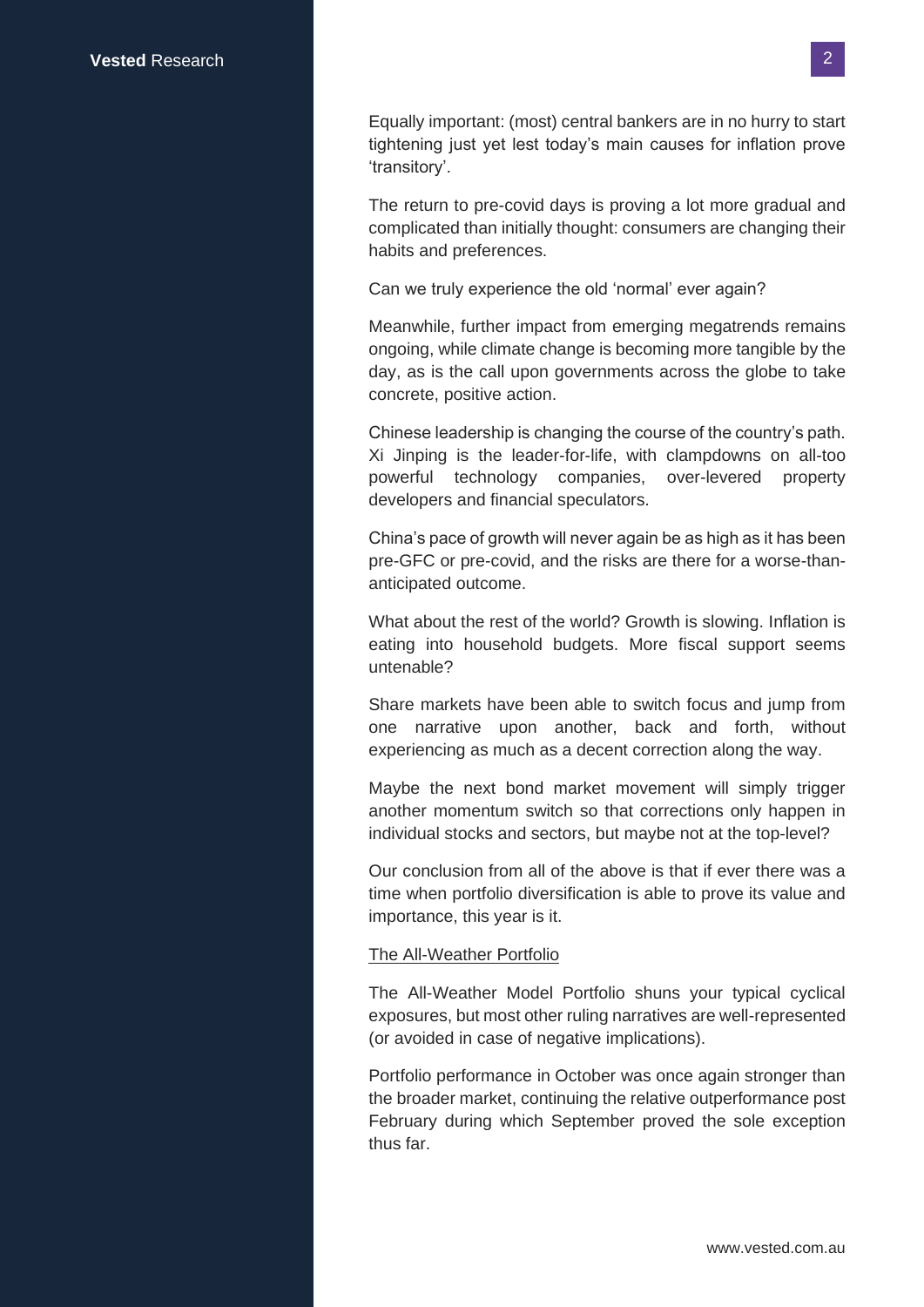Equally important: (most) central bankers are in no hurry to start tightening just yet lest today's main causes for inflation prove 'transitory'.

The return to pre-covid days is proving a lot more gradual and complicated than initially thought: consumers are changing their habits and preferences.

Can we truly experience the old 'normal' ever again?

Meanwhile, further impact from emerging megatrends remains ongoing, while climate change is becoming more tangible by the day, as is the call upon governments across the globe to take concrete, positive action.

Chinese leadership is changing the course of the country's path. Xi Jinping is the leader-for-life, with clampdowns on all-too powerful technology companies, over-levered property developers and financial speculators.

China's pace of growth will never again be as high as it has been pre-GFC or pre-covid, and the risks are there for a worse-than-anticipated outcome.

What about the rest of the world? Growth is slowing. Inflation is eating into household budgets. More fiscal support seems untenable?

Share markets have been able to switch focus and jump from one narrative upon another, back and forth, without experiencing as much as a decent correction along the way.

Maybe the next bond market movement will simply trigger another momentum switch so that corrections only happen in individual stocks and sectors, but maybe not at the top-level?

Our conclusion from all of the above is that if ever there was a time when portfolio diversification is able to prove its value and importance, this year is it.

## The All-Weather Portfolio

The All-Weather Model Portfolio shuns your typical cyclical exposures, but most other ruling narratives are well-represented (or avoided in case of negative implications).

Portfolio performance in October was once again stronger than the broader market, continuing the relative outperformance post February during which September proved the sole exception thus far.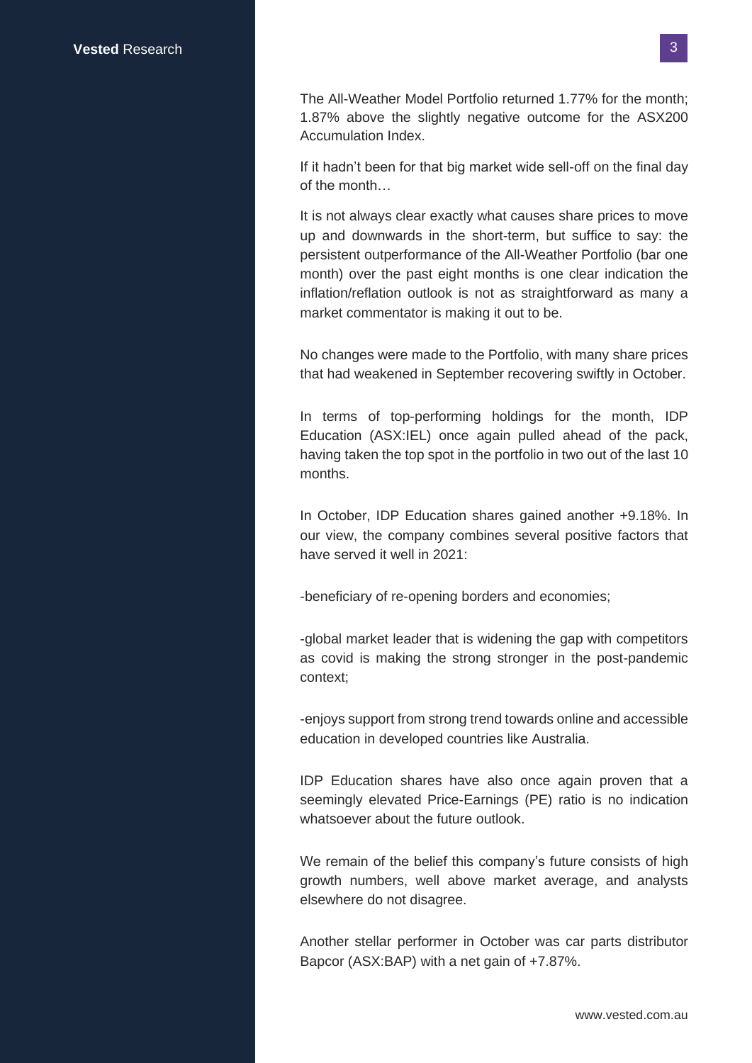The All-Weather Model Portfolio returned 1.77% for the month; 1.87% above the slightly negative outcome for the ASX200 Accumulation Index.

If it hadn't been for that big market wide sell-off on the final day of the month…

It is not always clear exactly what causes share prices to move up and downwards in the short-term, but suffice to say: the persistent outperformance of the All-Weather Portfolio (bar one month) over the past eight months is one clear indication the inflation/reflation outlook is not as straightforward as many a market commentator is making it out to be.

No changes were made to the Portfolio, with many share prices that had weakened in September recovering swiftly in October.

In terms of top-performing holdings for the month, IDP Education (ASX:IEL) once again pulled ahead of the pack, having taken the top spot in the portfolio in two out of the last 10 months.

In October, IDP Education shares gained another +9.18%. In our view, the company combines several positive factors that have served it well in 2021:

-beneficiary of re-opening borders and economies;

-global market leader that is widening the gap with competitors as covid is making the strong stronger in the post-pandemic context;

-enjoys support from strong trend towards online and accessible education in developed countries like Australia.

IDP Education shares have also once again proven that a seemingly elevated Price-Earnings (PE) ratio is no indication whatsoever about the future outlook.

We remain of the belief this company's future consists of high growth numbers, well above market average, and analysts elsewhere do not disagree.

Another stellar performer in October was car parts distributor Bapcor (ASX:BAP) with a net gain of +7.87%.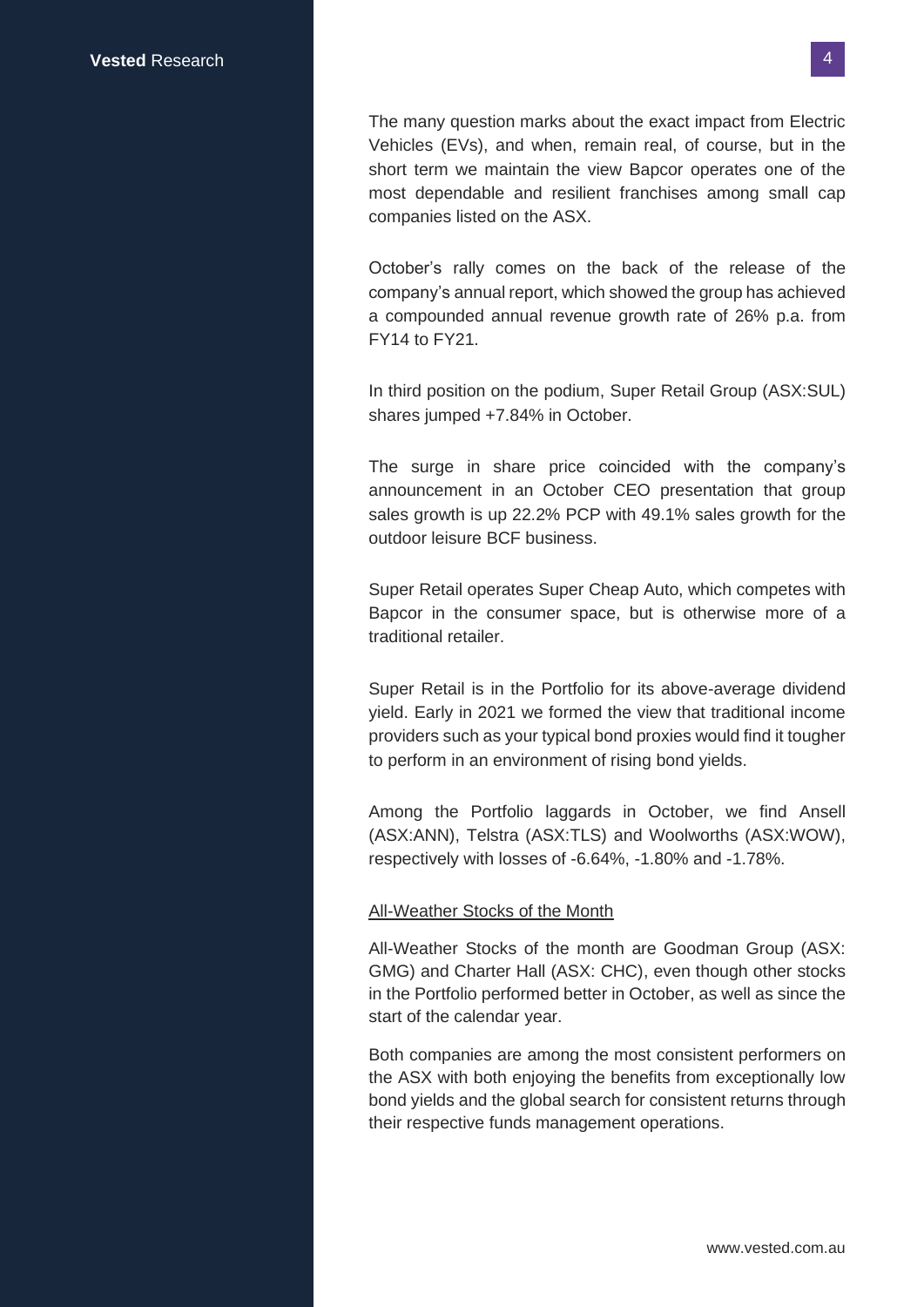The many question marks about the exact impact from Electric Vehicles (EVs), and when, remain real, of course, but in the short term we maintain the view Bapcor operates one of the most dependable and resilient franchises among small cap companies listed on the ASX.

October's rally comes on the back of the release of the company's annual report, which showed the group has achieved a compounded annual revenue growth rate of 26% p.a. from FY14 to FY21.

In third position on the podium, Super Retail Group (ASX:SUL) shares jumped +7.84% in October.

The surge in share price coincided with the company's announcement in an October CEO presentation that group sales growth is up 22.2% PCP with 49.1% sales growth for the outdoor leisure BCF business.

Super Retail operates Super Cheap Auto, which competes with Bapcor in the consumer space, but is otherwise more of a traditional retailer.

Super Retail is in the Portfolio for its above-average dividend yield. Early in 2021 we formed the view that traditional income providers such as your typical bond proxies would find it tougher to perform in an environment of rising bond yields.

Among the Portfolio laggards in October, we find Ansell (ASX:ANN), Telstra (ASX:TLS) and Woolworths (ASX:WOW), respectively with losses of -6.64%, -1.80% and -1.78%.

## All-Weather Stocks of the Month

All-Weather Stocks of the month are Goodman Group (ASX: GMG) and Charter Hall (ASX: CHC), even though other stocks in the Portfolio performed better in October, as well as since the start of the calendar year.

Both companies are among the most consistent performers on the ASX with both enjoying the benefits from exceptionally low bond yields and the global search for consistent returns through their respective funds management operations.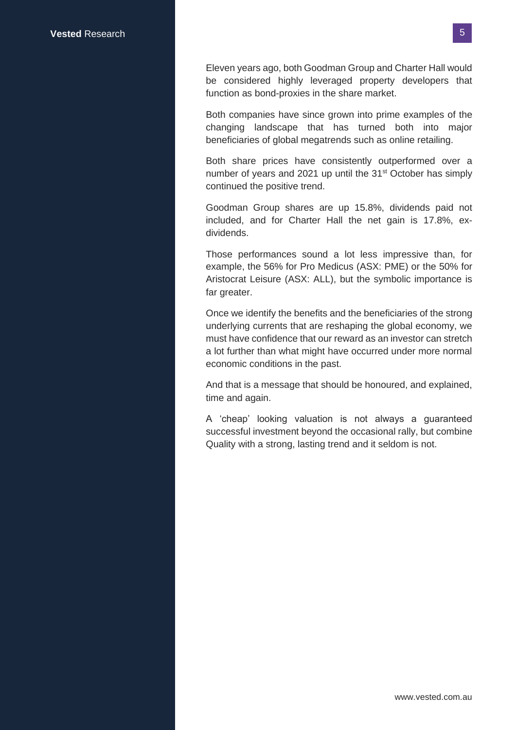Eleven years ago, both Goodman Group and Charter Hall would be considered highly leveraged property developers that function as bond-proxies in the share market.

Both companies have since grown into prime examples of the changing landscape that has turned both into major beneficiaries of global megatrends such as online retailing.

Both share prices have consistently outperformed over a number of years and 2021 up until the 31st October has simply continued the positive trend.

Goodman Group shares are up 15.8%, dividends paid not included, and for Charter Hall the net gain is 17.8%, ex-dividends.

Those performances sound a lot less impressive than, for example, the 56% for Pro Medicus (ASX: PME) or the 50% for Aristocrat Leisure (ASX: ALL), but the symbolic importance is far greater.

Once we identify the benefits and the beneficiaries of the strong underlying currents that are reshaping the global economy, we must have confidence that our reward as an investor can stretch a lot further than what might have occurred under more normal economic conditions in the past.

And that is a message that should be honoured, and explained, time and again.

A 'cheap' looking valuation is not always a guaranteed successful investment beyond the occasional rally, but combine Quality with a strong, lasting trend and it seldom is not.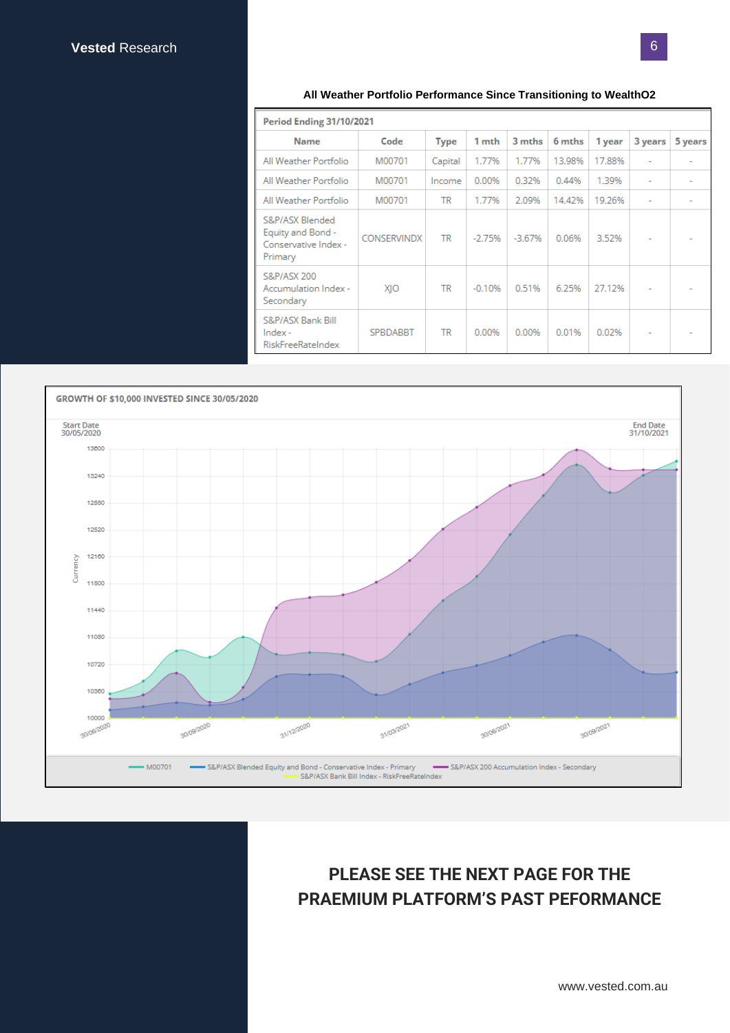**All Weather Portfolio Performance Since Transitioning to WealthO2**

| Period Ending 31/10/2021 | | | | | | | | |
|---|---|---|---|---|---|---|---|---|
| Name | Code | Type | 1 mth | 3 mths | 6 mths | 1 year | 3 years | 5 years |
| All Weather Portfolio | M00701 | Capital | 1.77% | 1.77% | 13.98% | 17.88% | - | - |
| All Weather Portfolio | M00701 | Income | 0.00% | 0.32% | 0.44% | 1.39% | - | - |
| All Weather Portfolio | M00701 | TR | 1.77% | 2.09% | 14.42% | 19.26% | - | - |
| S&P/ASX Blended Equity and Bond - Conservative Index - Primary | CONSERVINDX | TR | -2.75% | -3.67% | 0.06% | 3.52% | - | - |
| S&P/ASX 200 Accumulation Index - Secondary | XJO | TR | -0.10% | 0.51% | 6.25% | 27.12% | - | - |
| S&P/ASX Bank Bill Index - RiskFreeRateIndex | SPBDABBT | TR | 0.00% | 0.00% | 0.01% | 0.02% | - | - |

**GROWTH OF $10,000 INVESTED SINCE 30/05/2020**

Start Date 30/05/2020 — End Date 31/10/2021

Legend: M00701; S&P/ASX Blended Equity and Bond - Conservative Index - Primary; S&P/ASX 200 Accumulation Index - Secondary; S&P/ASX Bank Bill Index - RiskFreeRateIndex

## PLEASE SEE THE NEXT PAGE FOR THE PRAEMIUM PLATFORM'S PAST PEFORMANCE

www.vested.com.au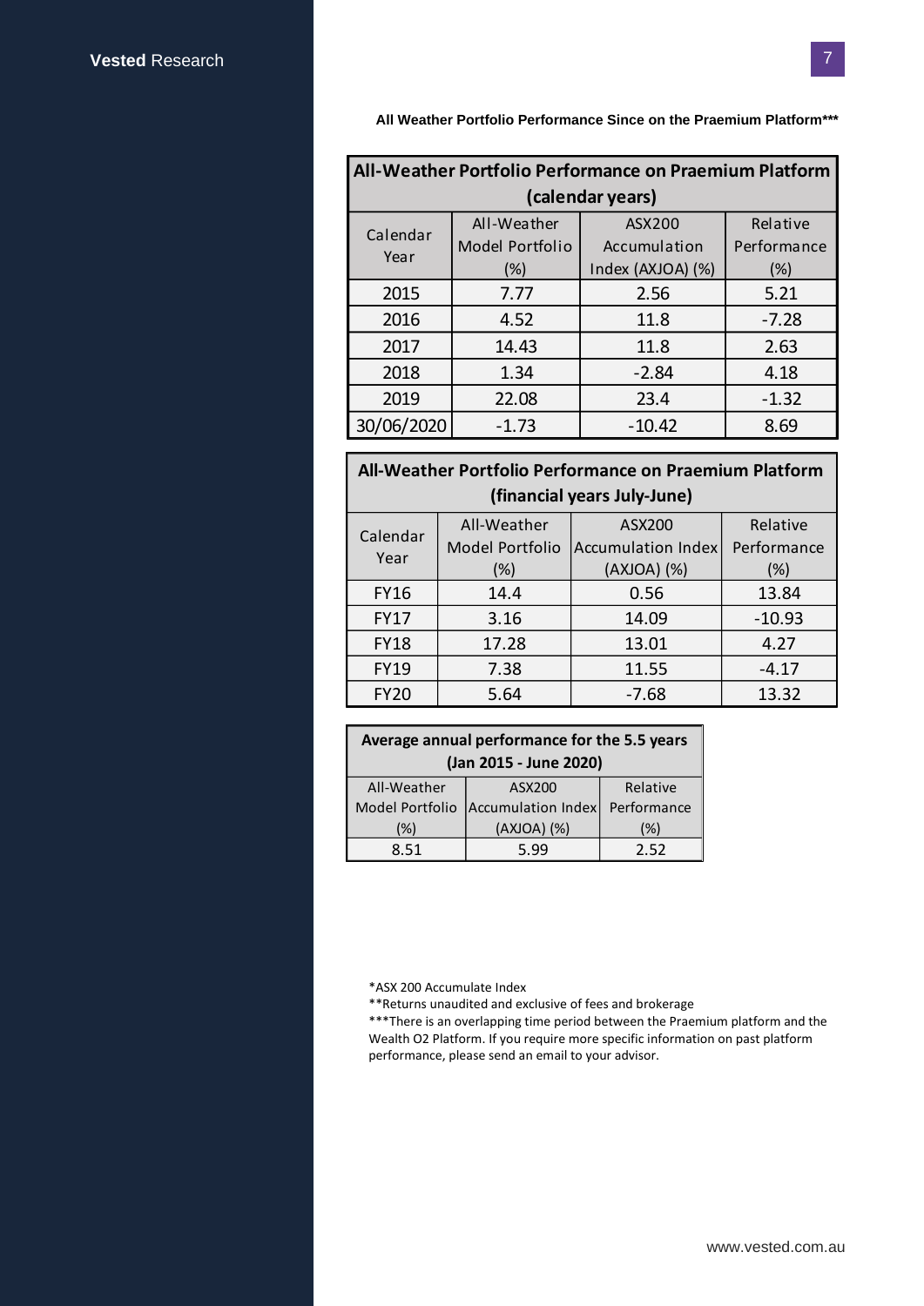**All Weather Portfolio Performance Since on the Praemium Platform*****

| All-Weather Portfolio Performance on Praemium Platform (calendar years) | | | |
|---|---|---|---|
| Calendar Year | All-Weather Model Portfolio (%) | ASX200 Accumulation Index (AXJOA) (%) | Relative Performance (%) |
| 2015 | 7.77 | 2.56 | 5.21 |
| 2016 | 4.52 | 11.8 | -7.28 |
| 2017 | 14.43 | 11.8 | 2.63 |
| 2018 | 1.34 | -2.84 | 4.18 |
| 2019 | 22.08 | 23.4 | -1.32 |
| 30/06/2020 | -1.73 | -10.42 | 8.69 |

| All-Weather Portfolio Performance on Praemium Platform (financial years July-June) | | | |
|---|---|---|---|
| Calendar Year | All-Weather Model Portfolio (%) | ASX200 Accumulation Index (AXJOA) (%) | Relative Performance (%) |
| FY16 | 14.4 | 0.56 | 13.84 |
| FY17 | 3.16 | 14.09 | -10.93 |
| FY18 | 17.28 | 13.01 | 4.27 |
| FY19 | 7.38 | 11.55 | -4.17 |
| FY20 | 5.64 | -7.68 | 13.32 |

| Average annual performance for the 5.5 years (Jan 2015 - June 2020) | | |
|---|---|---|
| All-Weather Model Portfolio (%) | ASX200 Accumulation Index (AXJOA) (%) | Relative Performance (%) |
| 8.51 | 5.99 | 2.52 |

*ASX 200 Accumulate Index

**Returns unaudited and exclusive of fees and brokerage

***There is an overlapping time period between the Praemium platform and the Wealth O2 Platform. If you require more specific information on past platform performance, please send an email to your advisor.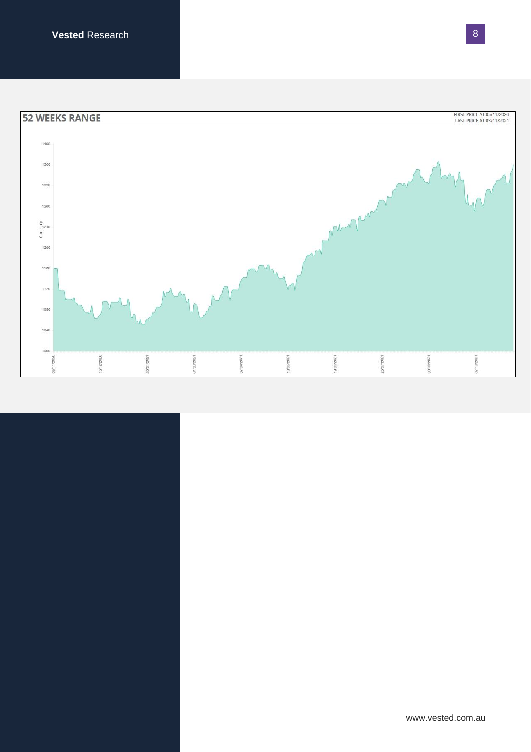## 52 WEEKS RANGE

FIRST PRICE AT 05/11/2020
LAST PRICE AT 03/11/2021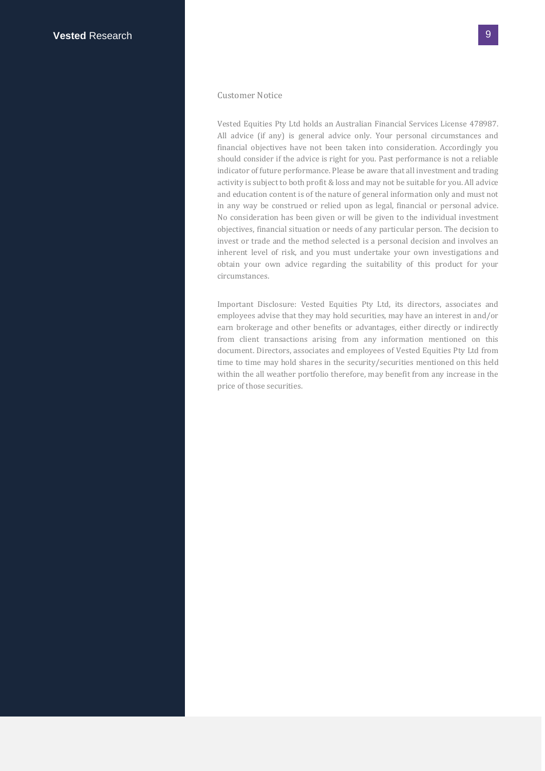## Customer Notice

Vested Equities Pty Ltd holds an Australian Financial Services License 478987. All advice (if any) is general advice only. Your personal circumstances and financial objectives have not been taken into consideration. Accordingly you should consider if the advice is right for you. Past performance is not a reliable indicator of future performance. Please be aware that all investment and trading activity is subject to both profit & loss and may not be suitable for you. All advice and education content is of the nature of general information only and must not in any way be construed or relied upon as legal, financial or personal advice. No consideration has been given or will be given to the individual investment objectives, financial situation or needs of any particular person. The decision to invest or trade and the method selected is a personal decision and involves an inherent level of risk, and you must undertake your own investigations and obtain your own advice regarding the suitability of this product for your circumstances.

Important Disclosure: Vested Equities Pty Ltd, its directors, associates and employees advise that they may hold securities, may have an interest in and/or earn brokerage and other benefits or advantages, either directly or indirectly from client transactions arising from any information mentioned on this document. Directors, associates and employees of Vested Equities Pty Ltd from time to time may hold shares in the security/securities mentioned on this held within the all weather portfolio therefore, may benefit from any increase in the price of those securities.